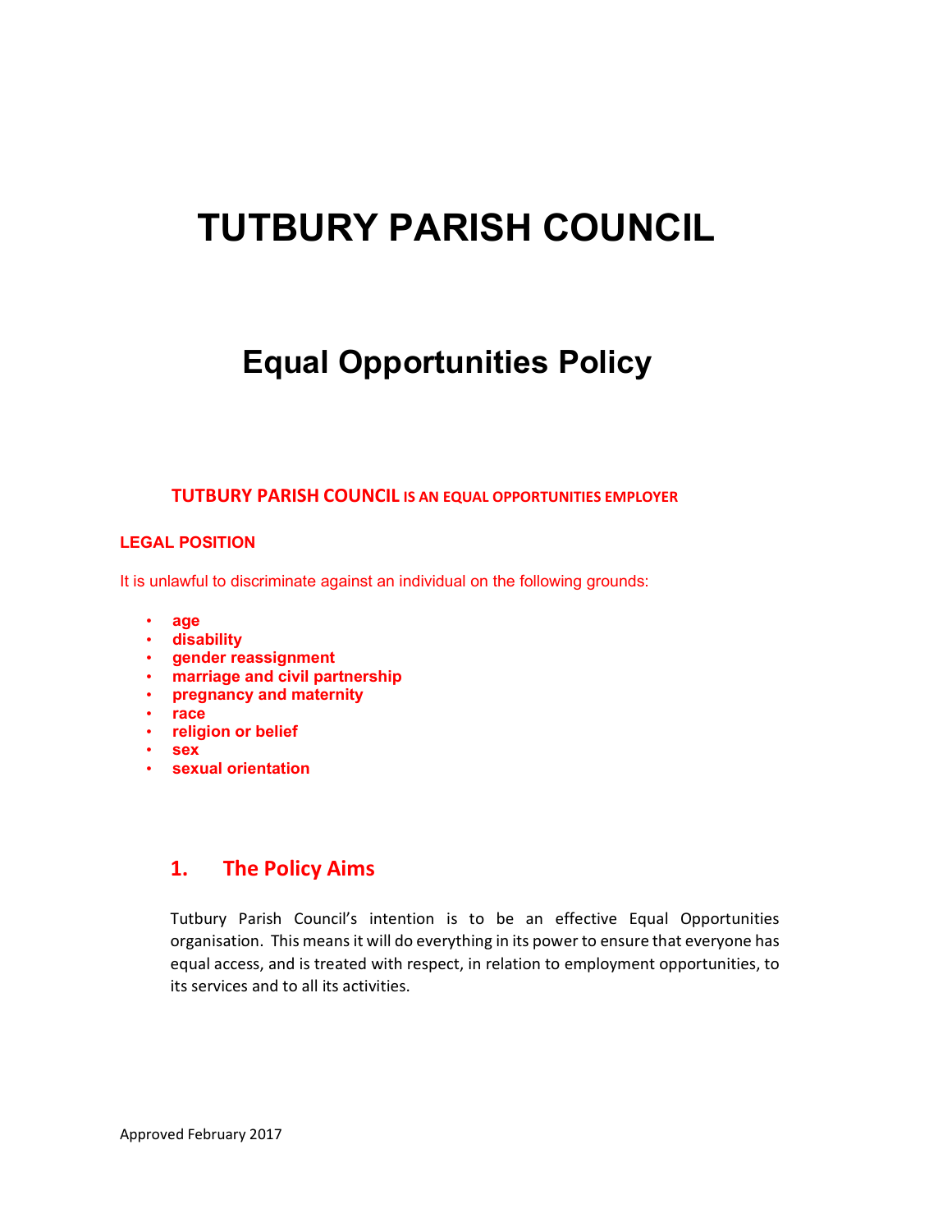# TUTBURY PARISH COUNCIL

## Equal Opportunities Policy

**TUTBURY PARISH COUNCIL IS AN EQUAL OPPORTUNITIES EMPLOYER**

**LEGAL POSITION**

It is unlawful to discriminate against an individual on the following grounds:

- **age**
- **disability**
- **gender reassignment**
- **marriage and civil partnership**
- **pregnancy and maternity**
- **race**
- **religion or belief**
- **sex**
- **sexual orientation**

## 1. The Policy Aims

Tutbury Parish Council's intention is to be an effective Equal Opportunities organisation. This means it will do everything in its power to ensure that everyone has equal access, and is treated with respect, in relation to employment opportunities, to its services and to all its activities.

Approved February 2017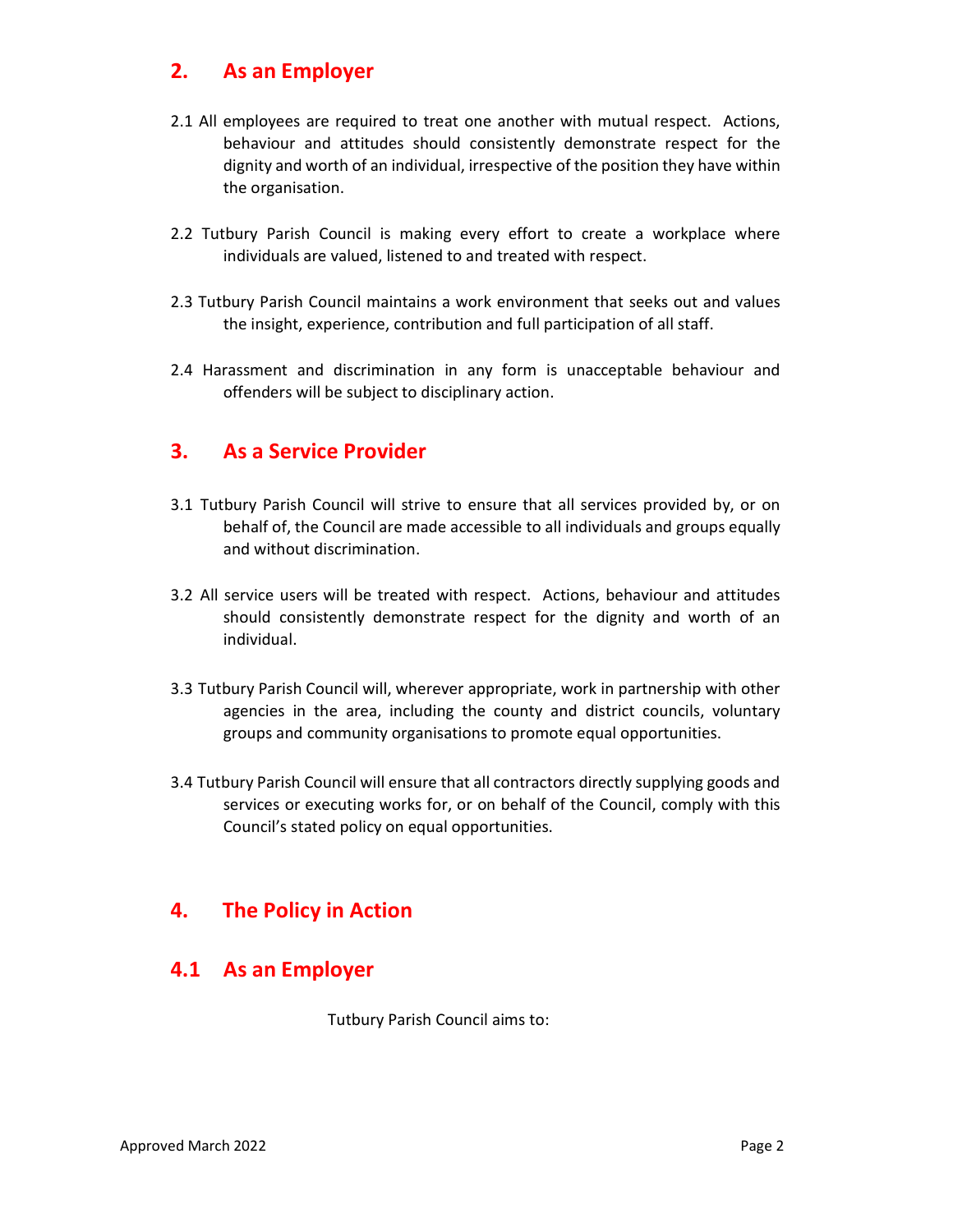## 2. As an Employer

2.1 All employees are required to treat one another with mutual respect. Actions, behaviour and attitudes should consistently demonstrate respect for the dignity and worth of an individual, irrespective of the position they have within the organisation.

2.2 Tutbury Parish Council is making every effort to create a workplace where individuals are valued, listened to and treated with respect.

2.3 Tutbury Parish Council maintains a work environment that seeks out and values the insight, experience, contribution and full participation of all staff.

2.4 Harassment and discrimination in any form is unacceptable behaviour and offenders will be subject to disciplinary action.

## 3. As a Service Provider

3.1 Tutbury Parish Council will strive to ensure that all services provided by, or on behalf of, the Council are made accessible to all individuals and groups equally and without discrimination.

3.2 All service users will be treated with respect. Actions, behaviour and attitudes should consistently demonstrate respect for the dignity and worth of an individual.

3.3 Tutbury Parish Council will, wherever appropriate, work in partnership with other agencies in the area, including the county and district councils, voluntary groups and community organisations to promote equal opportunities.

3.4 Tutbury Parish Council will ensure that all contractors directly supplying goods and services or executing works for, or on behalf of the Council, comply with this Council's stated policy on equal opportunities.

## 4. The Policy in Action

## 4.1 As an Employer

Tutbury Parish Council aims to:

Approved March 2022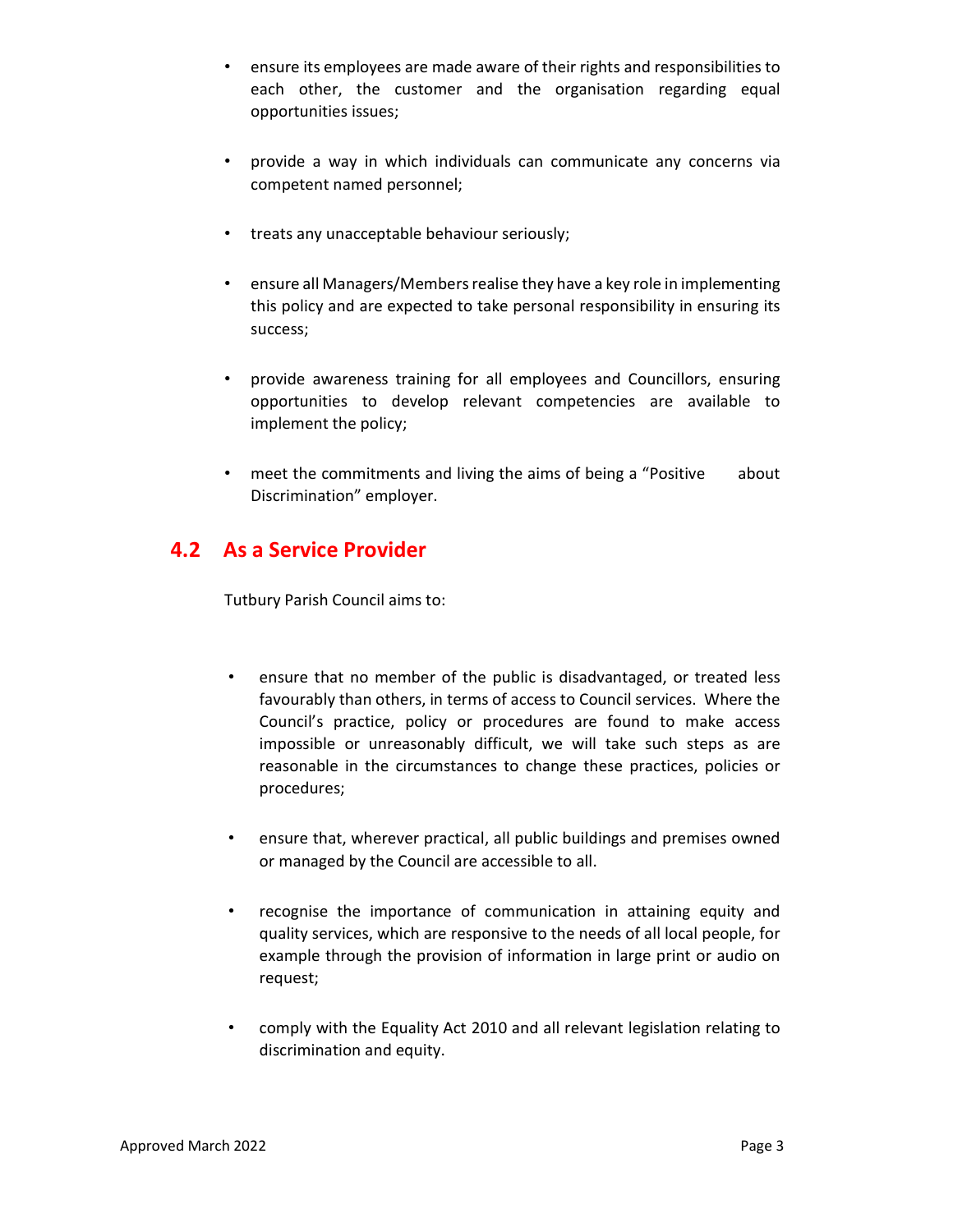- ensure its employees are made aware of their rights and responsibilities to each other, the customer and the organisation regarding equal opportunities issues;

- provide a way in which individuals can communicate any concerns via competent named personnel;

- treats any unacceptable behaviour seriously;

- ensure all Managers/Members realise they have a key role in implementing this policy and are expected to take personal responsibility in ensuring its success;

- provide awareness training for all employees and Councillors, ensuring opportunities to develop relevant competencies are available to implement the policy;

- meet the commitments and living the aims of being a "Positive about Discrimination" employer.

## 4.2 As a Service Provider

Tutbury Parish Council aims to:

- ensure that no member of the public is disadvantaged, or treated less favourably than others, in terms of access to Council services. Where the Council's practice, policy or procedures are found to make access impossible or unreasonably difficult, we will take such steps as are reasonable in the circumstances to change these practices, policies or procedures;

- ensure that, wherever practical, all public buildings and premises owned or managed by the Council are accessible to all.

- recognise the importance of communication in attaining equity and quality services, which are responsive to the needs of all local people, for example through the provision of information in large print or audio on request;

- comply with the Equality Act 2010 and all relevant legislation relating to discrimination and equity.

Approved March 2022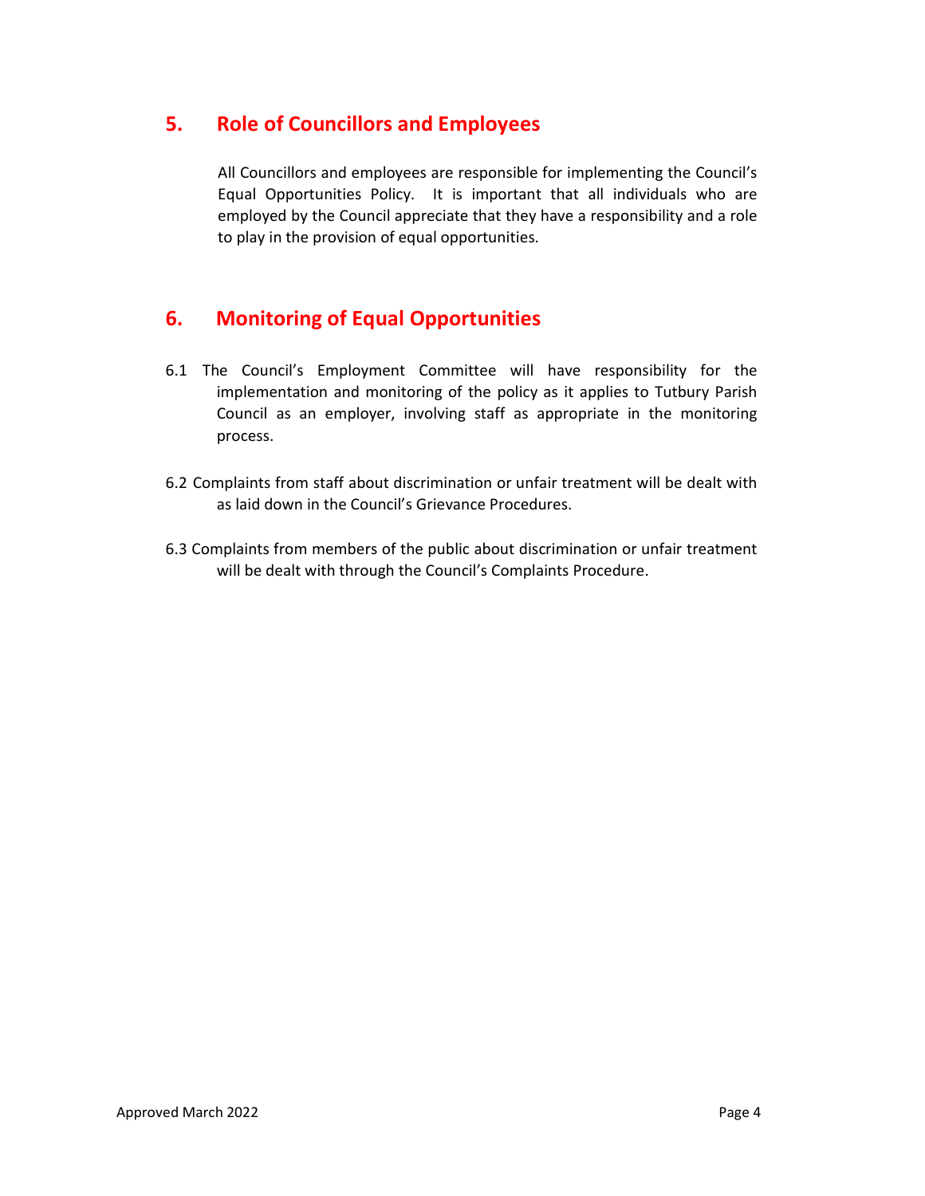## 5. Role of Councillors and Employees

All Councillors and employees are responsible for implementing the Council's Equal Opportunities Policy. It is important that all individuals who are employed by the Council appreciate that they have a responsibility and a role to play in the provision of equal opportunities.

## 6. Monitoring of Equal Opportunities

6.1 The Council's Employment Committee will have responsibility for the implementation and monitoring of the policy as it applies to Tutbury Parish Council as an employer, involving staff as appropriate in the monitoring process.

6.2 Complaints from staff about discrimination or unfair treatment will be dealt with as laid down in the Council's Grievance Procedures.

6.3 Complaints from members of the public about discrimination or unfair treatment will be dealt with through the Council's Complaints Procedure.

Approved March 2022